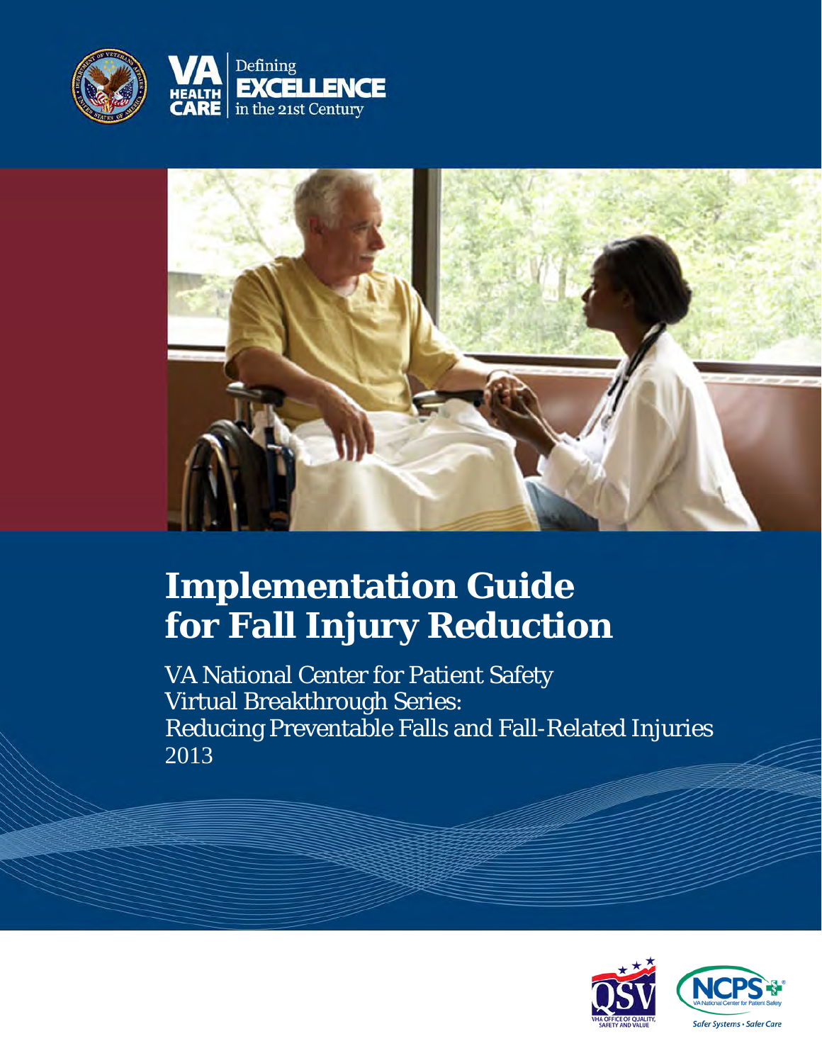VA HEALTH CARE | Defining EXCELLENCE in the 21st Century

# Implementation Guide for Fall Injury Reduction

VA National Center for Patient Safety
Virtual Breakthrough Series:
Reducing Preventable Falls and Fall-Related Injuries
2013

VHA OFFICE OF QUALITY, SAFETY AND VALUE

NCPS VA National Center for Patient Safety

*Safer Systems • Safer Care*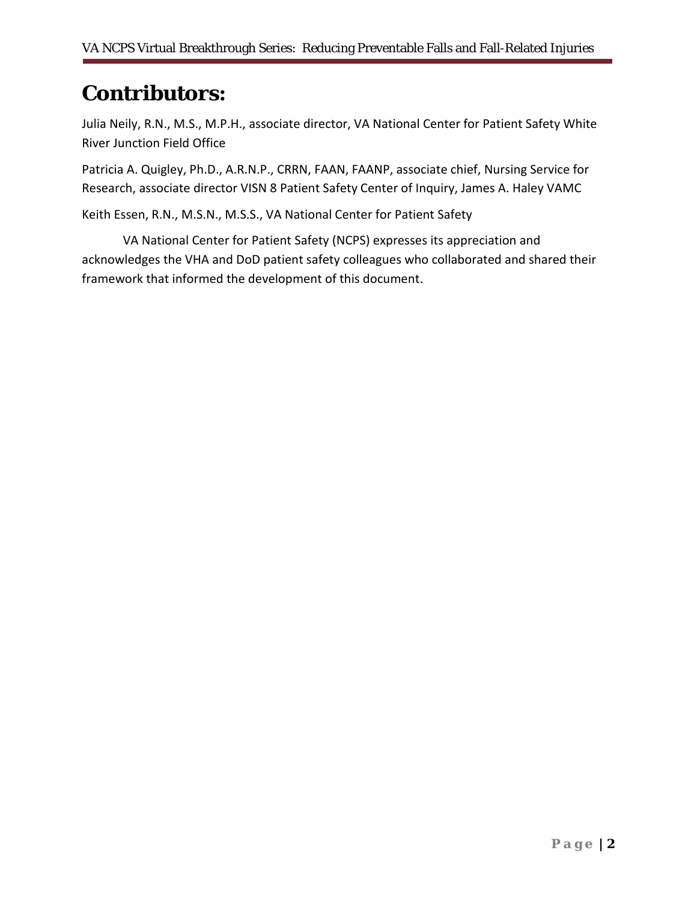# Contributors:

Julia Neily, R.N., M.S., M.P.H., associate director, VA National Center for Patient Safety White River Junction Field Office

Patricia A. Quigley, Ph.D., A.R.N.P., CRRN, FAAN, FAANP, associate chief, Nursing Service for Research, associate director VISN 8 Patient Safety Center of Inquiry, James A. Haley VAMC

Keith Essen, R.N., M.S.N., M.S.S., VA National Center for Patient Safety

VA National Center for Patient Safety (NCPS) expresses its appreciation and acknowledges the VHA and DoD patient safety colleagues who collaborated and shared their framework that informed the development of this document.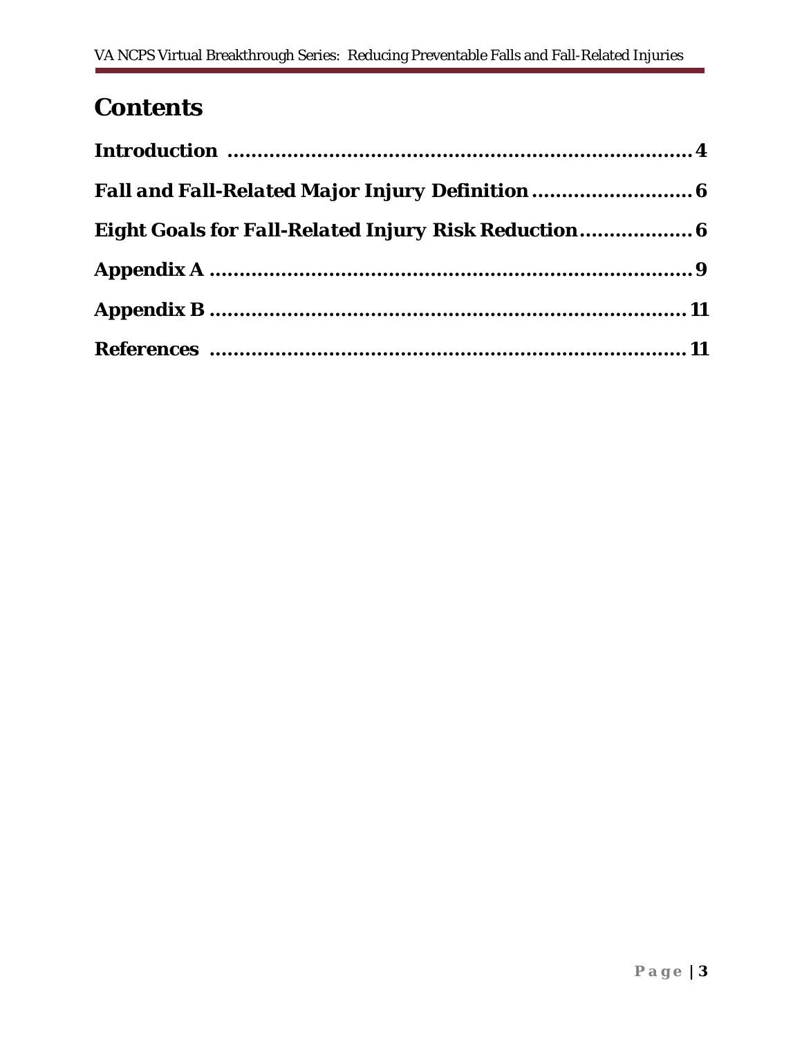# Contents

**Introduction ....................................................................... 4**

**Fall and Fall-Related Major Injury Definition ............................ 6**

**Eight Goals for Fall-Related Injury Risk Reduction .................. 6**

**Appendix A ........................................................................ 9**

**Appendix B ........................................................................ 11**

**References ........................................................................ 11**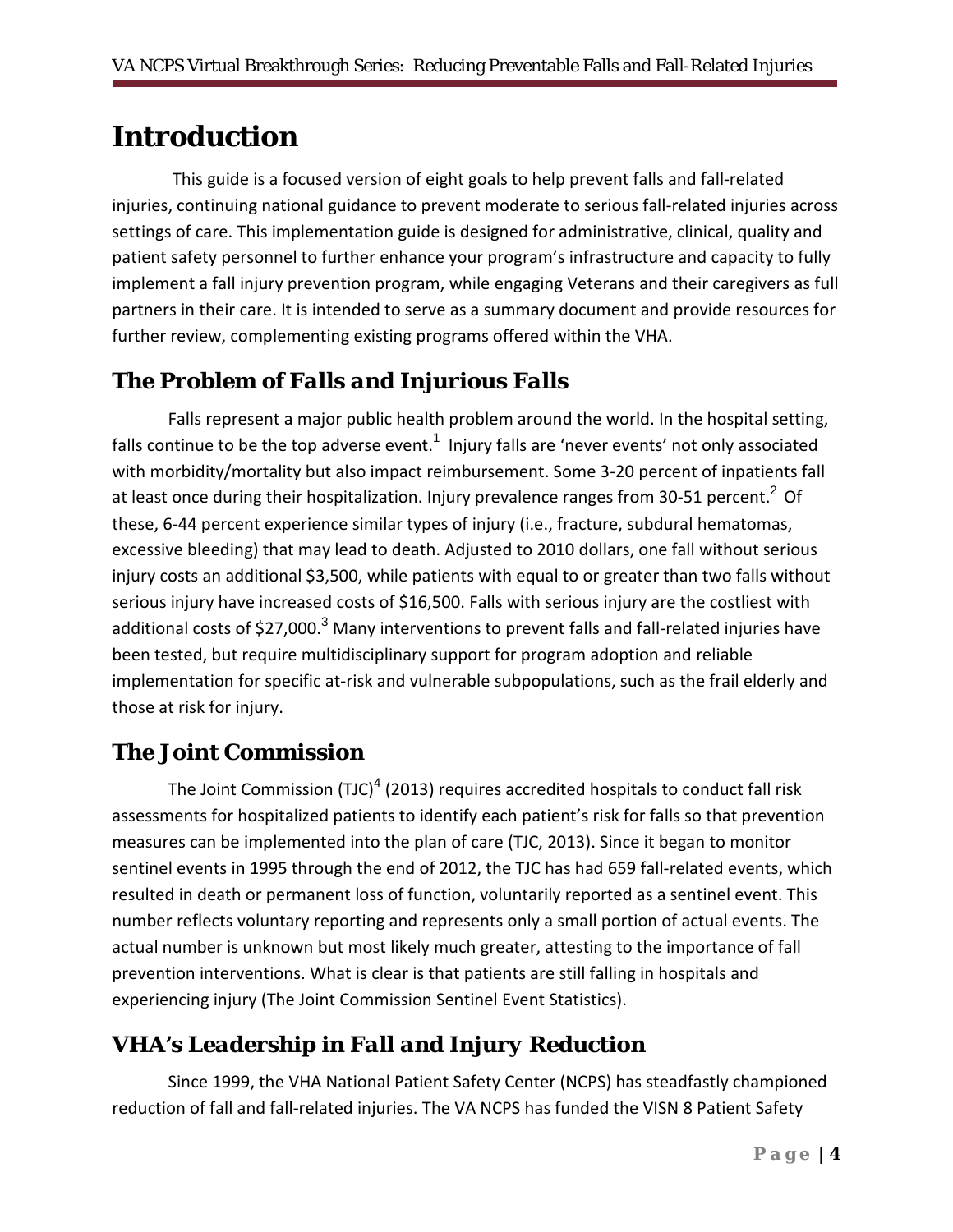# Introduction

This guide is a focused version of eight goals to help prevent falls and fall-related injuries, continuing national guidance to prevent moderate to serious fall-related injuries across settings of care. This implementation guide is designed for administrative, clinical, quality and patient safety personnel to further enhance your program's infrastructure and capacity to fully implement a fall injury prevention program, while engaging Veterans and their caregivers as full partners in their care. It is intended to serve as a summary document and provide resources for further review, complementing existing programs offered within the VHA.

## The Problem of Falls and Injurious Falls

Falls represent a major public health problem around the world. In the hospital setting, falls continue to be the top adverse event.[1] Injury falls are 'never events' not only associated with morbidity/mortality but also impact reimbursement. Some 3-20 percent of inpatients fall at least once during their hospitalization. Injury prevalence ranges from 30-51 percent.[2] Of these, 6-44 percent experience similar types of injury (i.e., fracture, subdural hematomas, excessive bleeding) that may lead to death. Adjusted to 2010 dollars, one fall without serious injury costs an additional $3,500, while patients with equal to or greater than two falls without serious injury have increased costs of $16,500. Falls with serious injury are the costliest with additional costs of $27,000.[3] Many interventions to prevent falls and fall-related injuries have been tested, but require multidisciplinary support for program adoption and reliable implementation for specific at-risk and vulnerable subpopulations, such as the frail elderly and those at risk for injury.

## The Joint Commission

The Joint Commission (TJC)[4] (2013) requires accredited hospitals to conduct fall risk assessments for hospitalized patients to identify each patient's risk for falls so that prevention measures can be implemented into the plan of care (TJC, 2013). Since it began to monitor sentinel events in 1995 through the end of 2012, the TJC has had 659 fall-related events, which resulted in death or permanent loss of function, voluntarily reported as a sentinel event. This number reflects voluntary reporting and represents only a small portion of actual events. The actual number is unknown but most likely much greater, attesting to the importance of fall prevention interventions. What is clear is that patients are still falling in hospitals and experiencing injury (The Joint Commission Sentinel Event Statistics).

## VHA's Leadership in Fall and Injury Reduction

Since 1999, the VHA National Patient Safety Center (NCPS) has steadfastly championed reduction of fall and fall-related injuries. The VA NCPS has funded the VISN 8 Patient Safety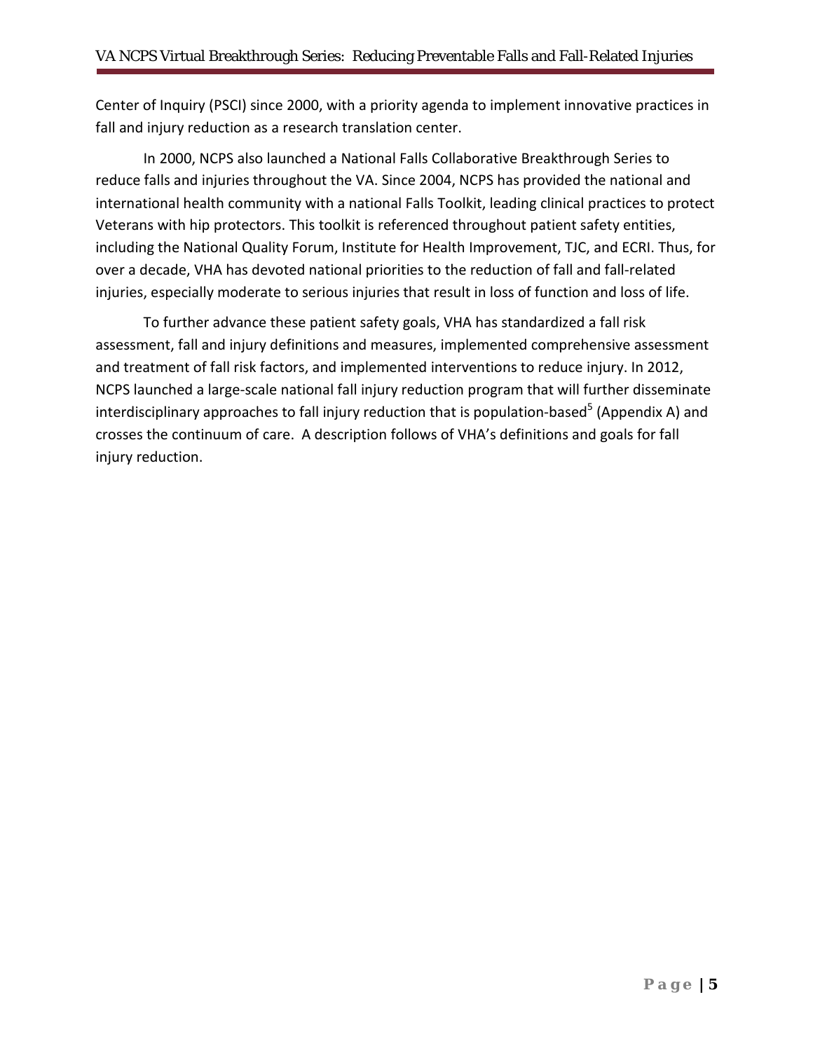Center of Inquiry (PSCI) since 2000, with a priority agenda to implement innovative practices in fall and injury reduction as a research translation center.

In 2000, NCPS also launched a National Falls Collaborative Breakthrough Series to reduce falls and injuries throughout the VA. Since 2004, NCPS has provided the national and international health community with a national Falls Toolkit, leading clinical practices to protect Veterans with hip protectors. This toolkit is referenced throughout patient safety entities, including the National Quality Forum, Institute for Health Improvement, TJC, and ECRI. Thus, for over a decade, VHA has devoted national priorities to the reduction of fall and fall-related injuries, especially moderate to serious injuries that result in loss of function and loss of life.

To further advance these patient safety goals, VHA has standardized a fall risk assessment, fall and injury definitions and measures, implemented comprehensive assessment and treatment of fall risk factors, and implemented interventions to reduce injury. In 2012, NCPS launched a large-scale national fall injury reduction program that will further disseminate interdisciplinary approaches to fall injury reduction that is population-based[5] (Appendix A) and crosses the continuum of care. A description follows of VHA's definitions and goals for fall injury reduction.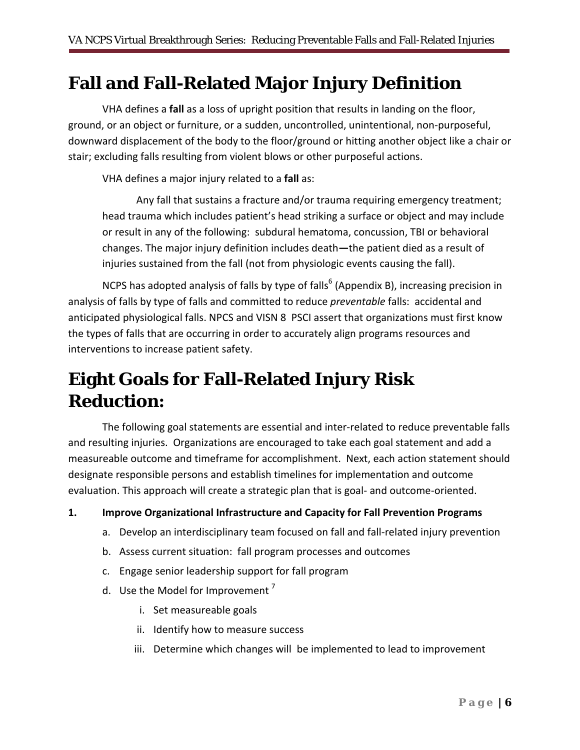# Fall and Fall-Related Major Injury Definition

VHA defines a **fall** as a loss of upright position that results in landing on the floor, ground, or an object or furniture, or a sudden, uncontrolled, unintentional, non-purposeful, downward displacement of the body to the floor/ground or hitting another object like a chair or stair; excluding falls resulting from violent blows or other purposeful actions.

VHA defines a major injury related to a **fall** as:

> Any fall that sustains a fracture and/or trauma requiring emergency treatment; head trauma which includes patient's head striking a surface or object and may include or result in any of the following: subdural hematoma, concussion, TBI or behavioral changes. The major injury definition includes death—the patient died as a result of injuries sustained from the fall (not from physiologic events causing the fall).

NCPS has adopted analysis of falls by type of falls[6] (Appendix B), increasing precision in analysis of falls by type of falls and committed to reduce *preventable* falls: accidental and anticipated physiological falls. NPCS and VISN 8 PSCI assert that organizations must first know the types of falls that are occurring in order to accurately align programs resources and interventions to increase patient safety.

# Eight Goals for Fall-Related Injury Risk Reduction:

The following goal statements are essential and inter-related to reduce preventable falls and resulting injuries. Organizations are encouraged to take each goal statement and add a measureable outcome and timeframe for accomplishment. Next, each action statement should designate responsible persons and establish timelines for implementation and outcome evaluation. This approach will create a strategic plan that is goal- and outcome-oriented.

1. **Improve Organizational Infrastructure and Capacity for Fall Prevention Programs**
   a. Develop an interdisciplinary team focused on fall and fall-related injury prevention
   b. Assess current situation: fall program processes and outcomes
   c. Engage senior leadership support for fall program
   d. Use the Model for Improvement [7]
      i. Set measureable goals
      ii. Identify how to measure success
      iii. Determine which changes will be implemented to lead to improvement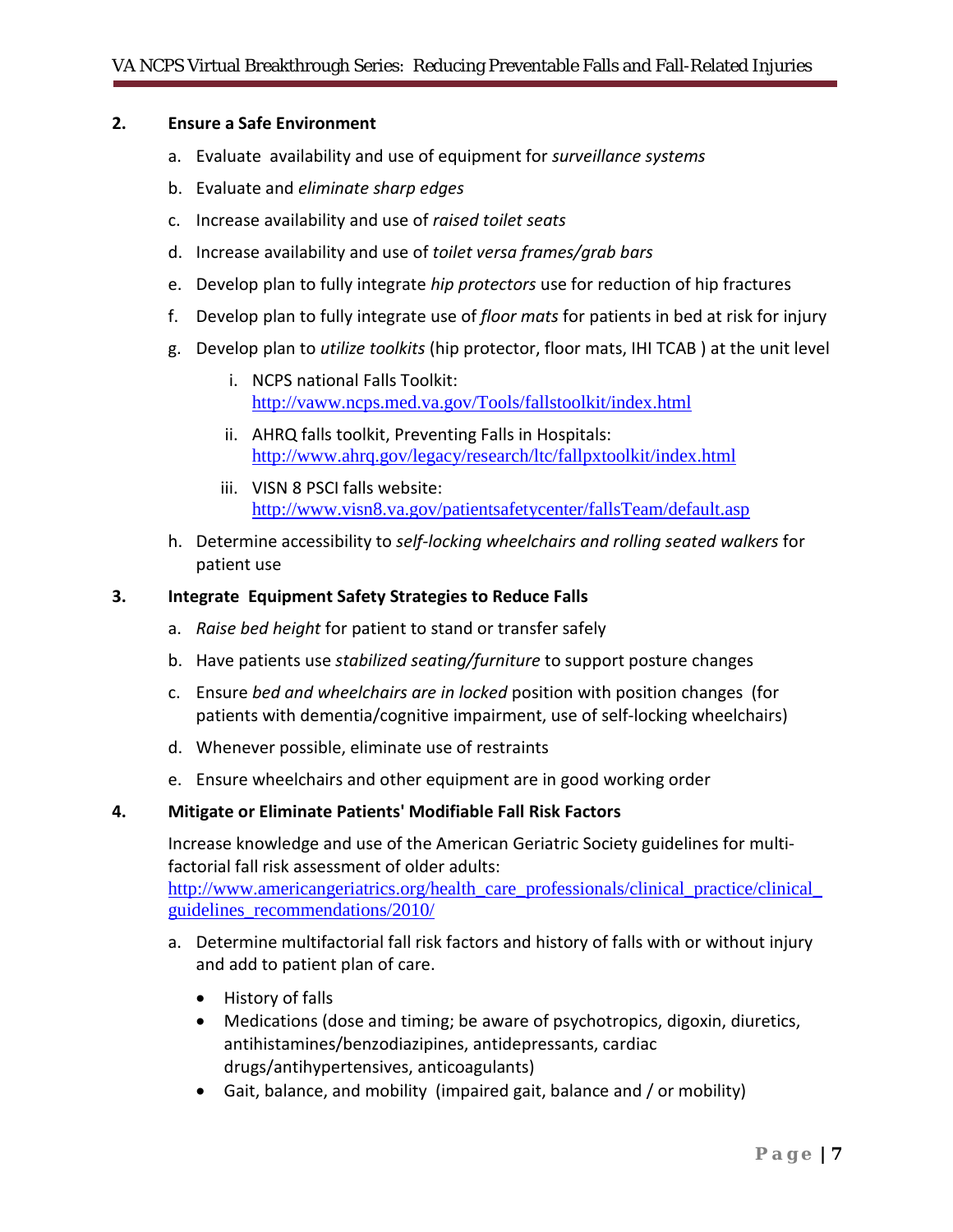**2. Ensure a Safe Environment**

a. Evaluate availability and use of equipment for *surveillance systems*

b. Evaluate and *eliminate sharp edges*

c. Increase availability and use of *raised toilet seats*

d. Increase availability and use of *toilet versa frames/grab bars*

e. Develop plan to fully integrate *hip protectors* use for reduction of hip fractures

f. Develop plan to fully integrate use of *floor mats* for patients in bed at risk for injury

g. Develop plan to *utilize toolkits* (hip protector, floor mats, IHI TCAB ) at the unit level

   i. NCPS national Falls Toolkit: http://vaww.ncps.med.va.gov/Tools/fallstoolkit/index.html

   ii. AHRQ falls toolkit, Preventing Falls in Hospitals: http://www.ahrq.gov/legacy/research/ltc/fallpxtoolkit/index.html

   iii. VISN 8 PSCI falls website: http://www.visn8.va.gov/patientsafetycenter/fallsTeam/default.asp

h. Determine accessibility to *self-locking wheelchairs and rolling seated walkers* for patient use

**3. Integrate Equipment Safety Strategies to Reduce Falls**

a. *Raise bed height* for patient to stand or transfer safely

b. Have patients use *stabilized seating/furniture* to support posture changes

c. Ensure *bed and wheelchairs are in locked* position with position changes (for patients with dementia/cognitive impairment, use of self-locking wheelchairs)

d. Whenever possible, eliminate use of restraints

e. Ensure wheelchairs and other equipment are in good working order

**4. Mitigate or Eliminate Patients' Modifiable Fall Risk Factors**

Increase knowledge and use of the American Geriatric Society guidelines for multi-factorial fall risk assessment of older adults: http://www.americangeriatrics.org/health_care_professionals/clinical_practice/clinical_guidelines_recommendations/2010/

a. Determine multifactorial fall risk factors and history of falls with or without injury and add to patient plan of care.

- History of falls
- Medications (dose and timing; be aware of psychotropics, digoxin, diuretics, antihistamines/benzodiazipines, antidepressants, cardiac drugs/antihypertensives, anticoagulants)
- Gait, balance, and mobility (impaired gait, balance and / or mobility)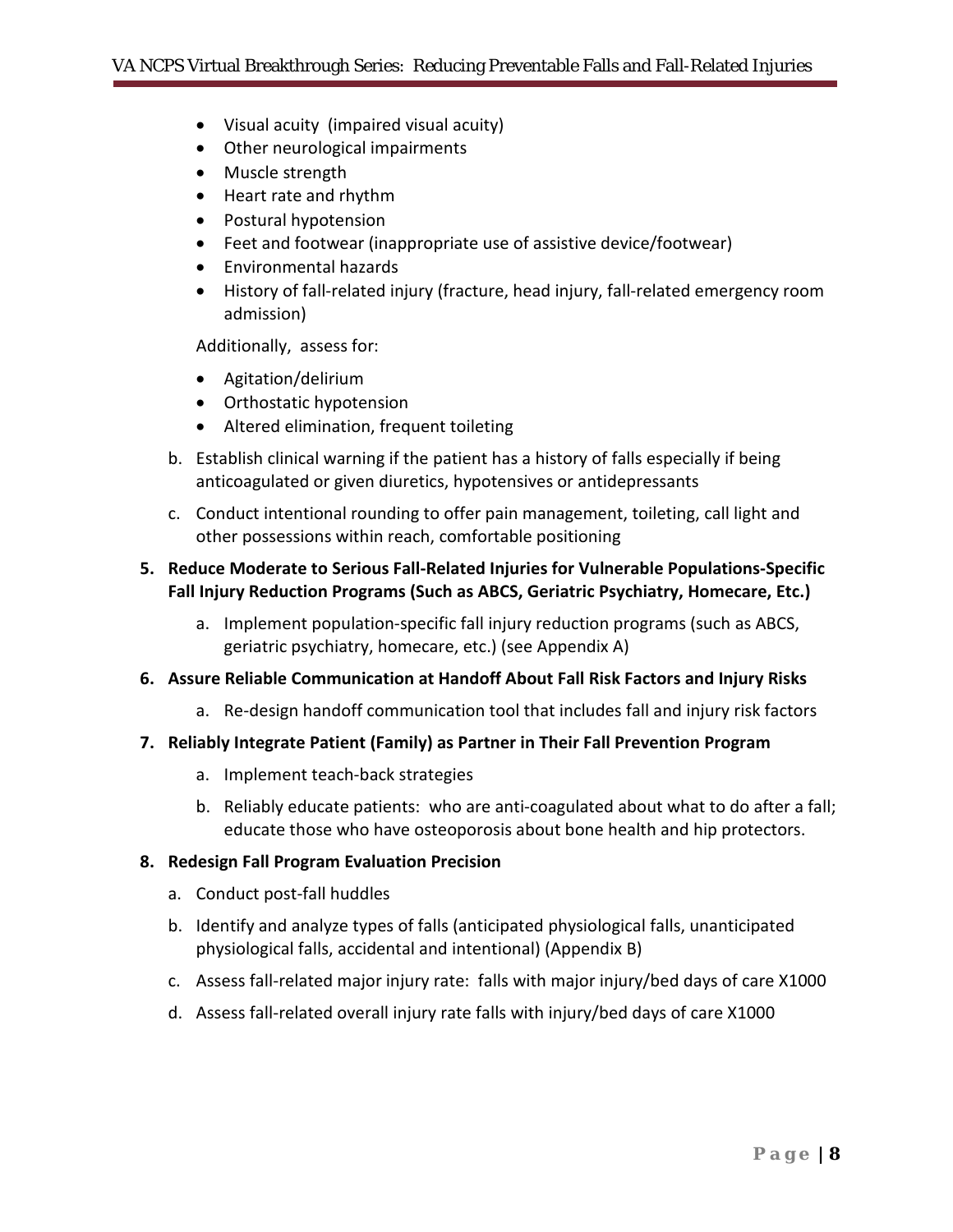- Visual acuity (impaired visual acuity)
- Other neurological impairments
- Muscle strength
- Heart rate and rhythm
- Postural hypotension
- Feet and footwear (inappropriate use of assistive device/footwear)
- Environmental hazards
- History of fall-related injury (fracture, head injury, fall-related emergency room admission)

Additionally, assess for:

- Agitation/delirium
- Orthostatic hypotension
- Altered elimination, frequent toileting

b. Establish clinical warning if the patient has a history of falls especially if being anticoagulated or given diuretics, hypotensives or antidepressants

c. Conduct intentional rounding to offer pain management, toileting, call light and other possessions within reach, comfortable positioning

**5. Reduce Moderate to Serious Fall-Related Injuries for Vulnerable Populations-Specific Fall Injury Reduction Programs (Such as ABCS, Geriatric Psychiatry, Homecare, Etc.)**

a. Implement population-specific fall injury reduction programs (such as ABCS, geriatric psychiatry, homecare, etc.) (see Appendix A)

**6. Assure Reliable Communication at Handoff About Fall Risk Factors and Injury Risks**

a. Re-design handoff communication tool that includes fall and injury risk factors

**7. Reliably Integrate Patient (Family) as Partner in Their Fall Prevention Program**

a. Implement teach-back strategies

b. Reliably educate patients: who are anti-coagulated about what to do after a fall; educate those who have osteoporosis about bone health and hip protectors.

**8. Redesign Fall Program Evaluation Precision**

a. Conduct post-fall huddles

b. Identify and analyze types of falls (anticipated physiological falls, unanticipated physiological falls, accidental and intentional) (Appendix B)

c. Assess fall-related major injury rate: falls with major injury/bed days of care X1000

d. Assess fall-related overall injury rate falls with injury/bed days of care X1000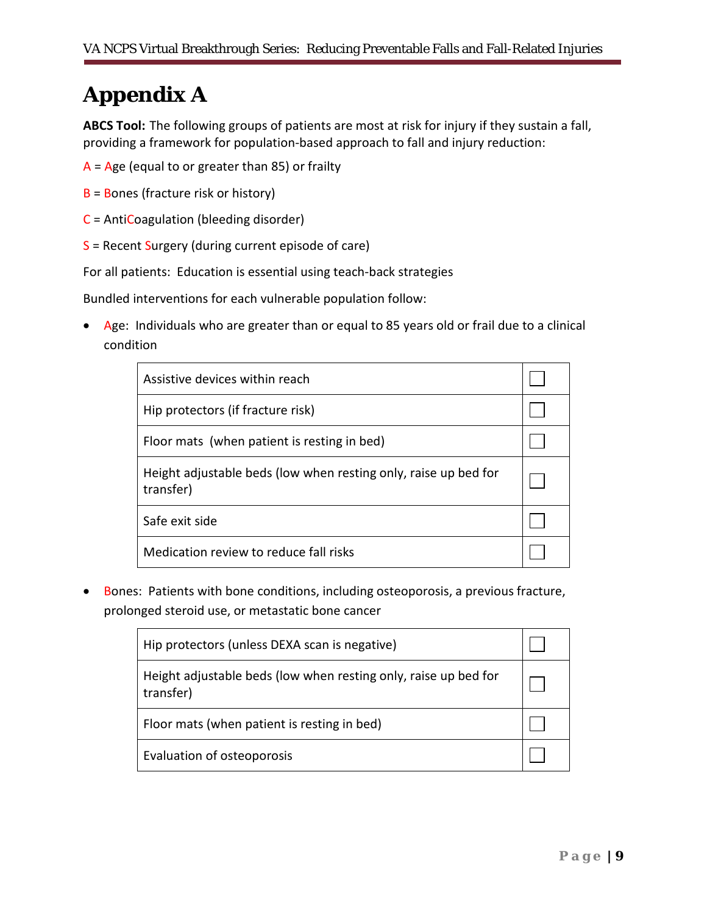# Appendix A

**ABCS Tool:** The following groups of patients are most at risk for injury if they sustain a fall, providing a framework for population-based approach to fall and injury reduction:

A = Age (equal to or greater than 85) or frailty

B = Bones (fracture risk or history)

C = AntiCoagulation (bleeding disorder)

S = Recent Surgery (during current episode of care)

For all patients: Education is essential using teach-back strategies

Bundled interventions for each vulnerable population follow:

- Age: Individuals who are greater than or equal to 85 years old or frail due to a clinical condition

| | |
|---|---|
| Assistive devices within reach | ☐ |
| Hip protectors (if fracture risk) | ☐ |
| Floor mats (when patient is resting in bed) | ☐ |
| Height adjustable beds (low when resting only, raise up bed for transfer) | ☐ |
| Safe exit side | ☐ |
| Medication review to reduce fall risks | ☐ |

- Bones: Patients with bone conditions, including osteoporosis, a previous fracture, prolonged steroid use, or metastatic bone cancer

| | |
|---|---|
| Hip protectors (unless DEXA scan is negative) | ☐ |
| Height adjustable beds (low when resting only, raise up bed for transfer) | ☐ |
| Floor mats (when patient is resting in bed) | ☐ |
| Evaluation of osteoporosis | ☐ |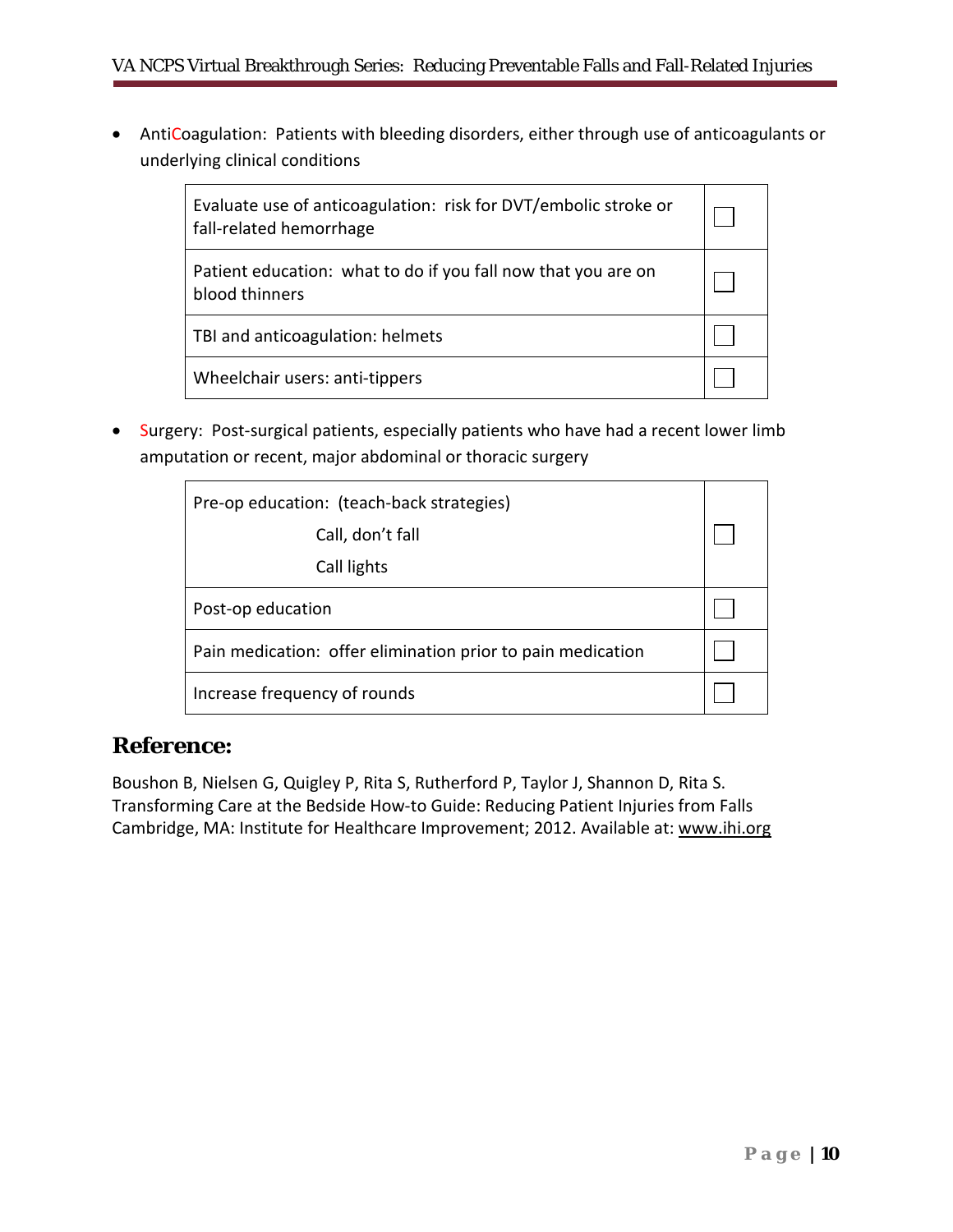- AntiCoagulation: Patients with bleeding disorders, either through use of anticoagulants or underlying clinical conditions

| | |
|---|---|
| Evaluate use of anticoagulation: risk for DVT/embolic stroke or fall-related hemorrhage | ☐ |
| Patient education: what to do if you fall now that you are on blood thinners | ☐ |
| TBI and anticoagulation: helmets | ☐ |
| Wheelchair users: anti-tippers | ☐ |

- Surgery: Post-surgical patients, especially patients who have had a recent lower limb amputation or recent, major abdominal or thoracic surgery

| | |
|---|---|
| Pre-op education: (teach-back strategies)<br>Call, don't fall<br>Call lights | ☐ |
| Post-op education | ☐ |
| Pain medication: offer elimination prior to pain medication | ☐ |
| Increase frequency of rounds | ☐ |

## Reference:

Boushon B, Nielsen G, Quigley P, Rita S, Rutherford P, Taylor J, Shannon D, Rita S. Transforming Care at the Bedside How-to Guide: Reducing Patient Injuries from Falls Cambridge, MA: Institute for Healthcare Improvement; 2012. Available at: www.ihi.org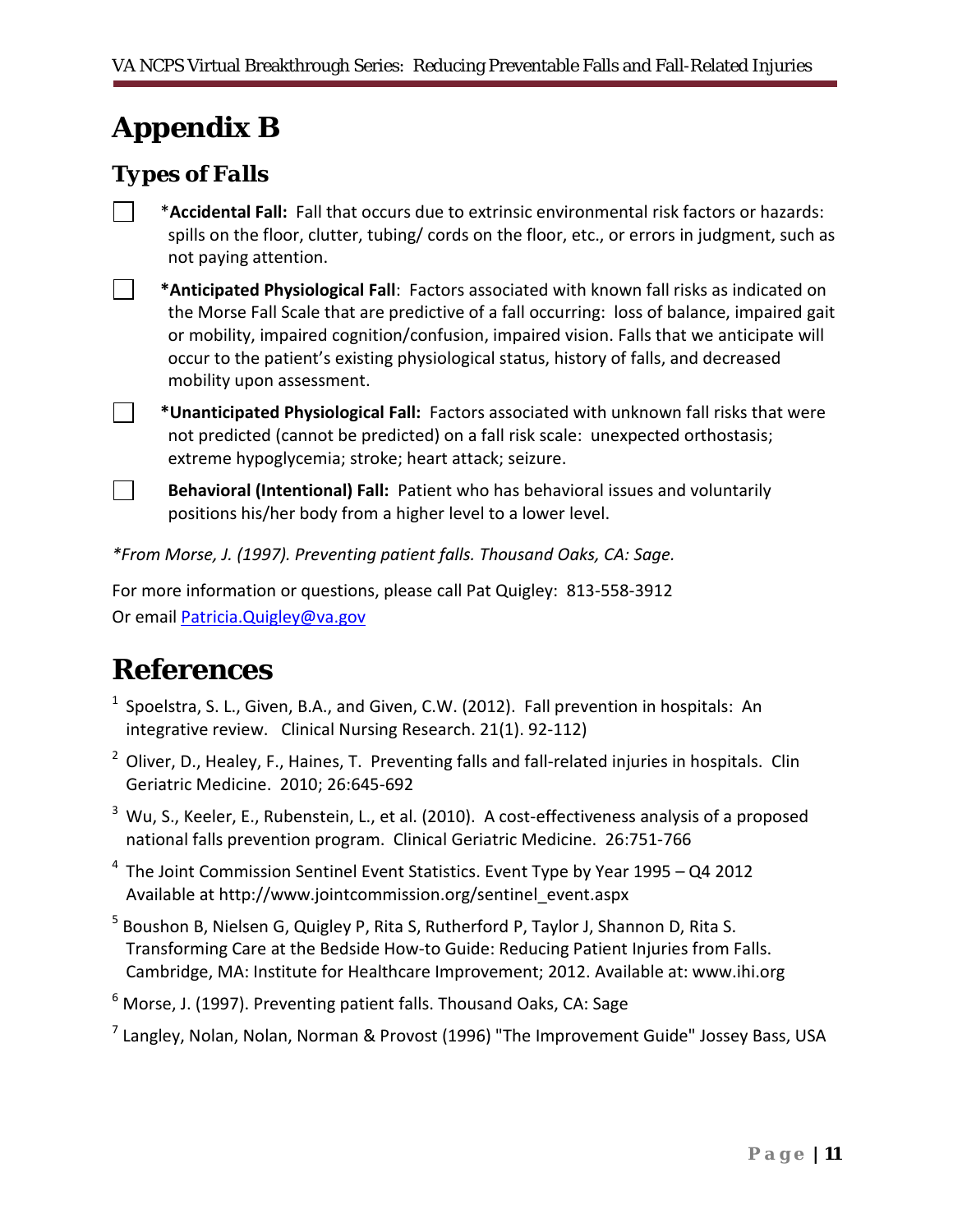# Appendix B

## Types of Falls

- [ ] *Accidental Fall:** Fall that occurs due to extrinsic environmental risk factors or hazards: spills on the floor, clutter, tubing/ cords on the floor, etc., or errors in judgment, such as not paying attention.
- [ ] ***Anticipated Physiological Fall**: Factors associated with known fall risks as indicated on the Morse Fall Scale that are predictive of a fall occurring: loss of balance, impaired gait or mobility, impaired cognition/confusion, impaired vision. Falls that we anticipate will occur to the patient's existing physiological status, history of falls, and decreased mobility upon assessment.
- [ ] ***Unanticipated Physiological Fall:** Factors associated with unknown fall risks that were not predicted (cannot be predicted) on a fall risk scale: unexpected orthostasis; extreme hypoglycemia; stroke; heart attack; seizure.
- [ ] **Behavioral (Intentional) Fall:** Patient who has behavioral issues and voluntarily positions his/her body from a higher level to a lower level.

*\*From Morse, J. (1997). Preventing patient falls. Thousand Oaks, CA: Sage.*

For more information or questions, please call Pat Quigley: 813-558-3912
Or email [Patricia.Quigley@va.gov](mailto:Patricia.Quigley@va.gov)

# References

[1] Spoelstra, S. L., Given, B.A., and Given, C.W. (2012). Fall prevention in hospitals: An integrative review. Clinical Nursing Research. 21(1). 92-112)

[2] Oliver, D., Healey, F., Haines, T. Preventing falls and fall-related injuries in hospitals. Clin Geriatric Medicine. 2010; 26:645-692

[3] Wu, S., Keeler, E., Rubenstein, L., et al. (2010). A cost-effectiveness analysis of a proposed national falls prevention program. Clinical Geriatric Medicine. 26:751-766

[4] The Joint Commission Sentinel Event Statistics. Event Type by Year 1995 – Q4 2012 Available at http://www.jointcommission.org/sentinel_event.aspx

[5] Boushon B, Nielsen G, Quigley P, Rita S, Rutherford P, Taylor J, Shannon D, Rita S. Transforming Care at the Bedside How-to Guide: Reducing Patient Injuries from Falls. Cambridge, MA: Institute for Healthcare Improvement; 2012. Available at: www.ihi.org

[6] Morse, J. (1997). Preventing patient falls. Thousand Oaks, CA: Sage

[7] Langley, Nolan, Nolan, Norman & Provost (1996) "The Improvement Guide" Jossey Bass, USA